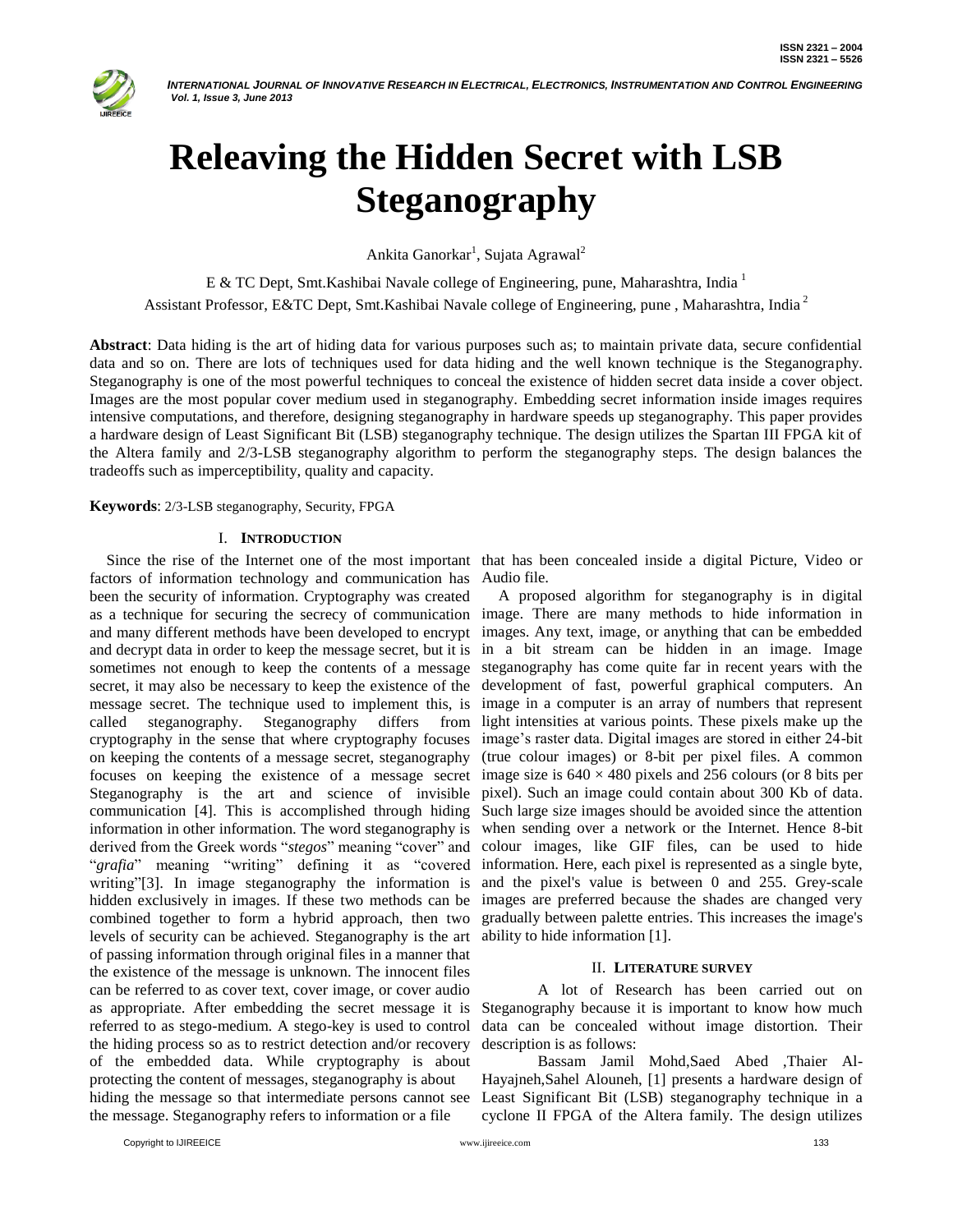# Releaving the Hidden Secret with LSB Steganography

Ankita Ganorkar[1], Sujata Agrawal[2]

E & TC Dept, Smt.Kashibai Navale college of Engineering, pune, Maharashtra, India [1]

Assistant Professor, E&TC Dept, Smt.Kashibai Navale college of Engineering, pune , Maharashtra, India [2]

**Abstract**: Data hiding is the art of hiding data for various purposes such as; to maintain private data, secure confidential data and so on. There are lots of techniques used for data hiding and the well known technique is the Steganography. Steganography is one of the most powerful techniques to conceal the existence of hidden secret data inside a cover object. Images are the most popular cover medium used in steganography. Embedding secret information inside images requires intensive computations, and therefore, designing steganography in hardware speeds up steganography. This paper provides a hardware design of Least Significant Bit (LSB) steganography technique. The design utilizes the Spartan III FPGA kit of the Altera family and 2/3-LSB steganography algorithm to perform the steganography steps. The design balances the tradeoffs such as imperceptibility, quality and capacity.

**Keywords**: 2/3-LSB steganography, Security, FPGA

## I. INTRODUCTION

Since the rise of the Internet one of the most important factors of information technology and communication has been the security of information. Cryptography was created as a technique for securing the secrecy of communication and many different methods have been developed to encrypt and decrypt data in order to keep the message secret, but it is sometimes not enough to keep the contents of a message secret, it may also be necessary to keep the existence of the message secret. The technique used to implement this, is called steganography. Steganography differs from cryptography in the sense that where cryptography focuses on keeping the contents of a message secret, steganography focuses on keeping the existence of a message secret Steganography is the art and science of invisible communication [4]. This is accomplished through hiding information in other information. The word steganography is derived from the Greek words "*stegos*" meaning "cover" and "*grafia*" meaning "writing" defining it as "covered writing"[3]. In image steganography the information is hidden exclusively in images. If these two methods can be combined together to form a hybrid approach, then two levels of security can be achieved. Steganography is the art of passing information through original files in a manner that the existence of the message is unknown. The innocent files can be referred to as cover text, cover image, or cover audio as appropriate. After embedding the secret message it is referred to as stego-medium. A stego-key is used to control the hiding process so as to restrict detection and/or recovery of the embedded data. While cryptography is about protecting the content of messages, steganography is about hiding the message so that intermediate persons cannot see the message. Steganography refers to information or a file that has been concealed inside a digital Picture, Video or Audio file.

A proposed algorithm for steganography is in digital image. There are many methods to hide information in images. Any text, image, or anything that can be embedded in a bit stream can be hidden in an image. Image steganography has come quite far in recent years with the development of fast, powerful graphical computers. An image in a computer is an array of numbers that represent light intensities at various points. These pixels make up the image's raster data. Digital images are stored in either 24-bit (true colour images) or 8-bit per pixel files. A common image size is $640 \times 480$ pixels and 256 colours (or 8 bits per pixel). Such an image could contain about 300 Kb of data. Such large size images should be avoided since the attention when sending over a network or the Internet. Hence 8-bit colour images, like GIF files, can be used to hide information. Here, each pixel is represented as a single byte, and the pixel's value is between 0 and 255. Grey-scale images are preferred because the shades are changed very gradually between palette entries. This increases the image's ability to hide information [1].

## II. LITERATURE SURVEY

A lot of Research has been carried out on Steganography because it is important to know how much data can be concealed without image distortion. Their description is as follows:

Bassam Jamil Mohd,Saed Abed ,Thaier Al-Hayajneh,Sahel Alouneh, [1] presents a hardware design of Least Significant Bit (LSB) steganography technique in a cyclone II FPGA of the Altera family. The design utilizes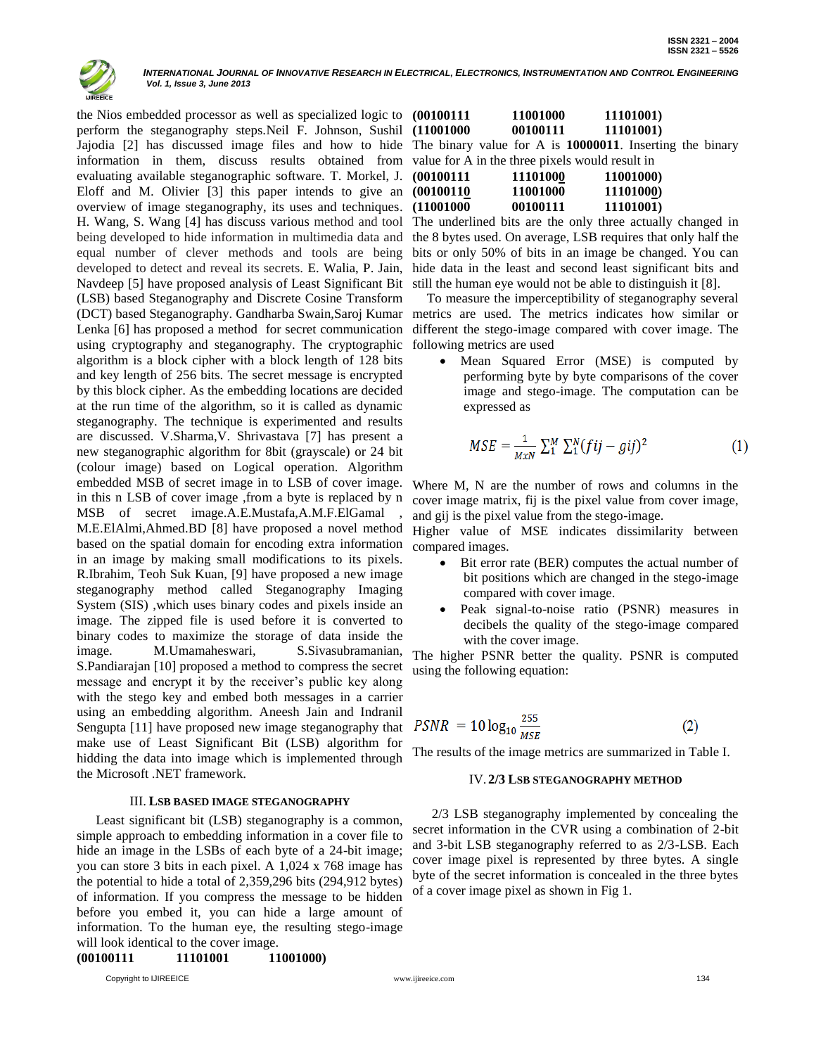the Nios embedded processor as well as specialized logic to perform the steganography steps. Neil F. Johnson, Sushil Jajodia [2] has discussed image files and how to hide information in them, discuss results obtained from evaluating available steganographic software. T. Morkel, J. Eloff and M. Olivier [3] this paper intends to give an overview of image steganography, its uses and techniques. H. Wang, S. Wang [4] has discuss various method and tool being developed to hide information in multimedia data and equal number of clever methods and tools are being developed to detect and reveal its secrets. E. Walia, P. Jain, Navdeep [5] have proposed analysis of Least Significant Bit (LSB) based Steganography and Discrete Cosine Transform (DCT) based Steganography. Gandharba Swain, Saroj Kumar Lenka [6] has proposed a method for secret communication using cryptography and steganography. The cryptographic algorithm is a block cipher with a block length of 128 bits and key length of 256 bits. The secret message is encrypted by this block cipher. As the embedding locations are decided at the run time of the algorithm, so it is called as dynamic steganography. The technique is experimented and results are discussed. V. Sharma, V. Shrivastava [7] has present a new steganographic algorithm for 8bit (grayscale) or 24 bit (colour image) based on Logical operation. Algorithm embedded MSB of secret image in to LSB of cover image. in this n LSB of cover image ,from a byte is replaced by n MSB of secret image. A.E.Mustafa, A.M.F.ElGamal , M.E.ElAlmi, Ahmed.BD [8] have proposed a novel method based on the spatial domain for encoding extra information in an image by making small modifications to its pixels. R.Ibrahim, Teoh Suk Kuan, [9] have proposed a new image steganography method called Steganography Imaging System (SIS) ,which uses binary codes and pixels inside an image. The zipped file is used before it is converted to binary codes to maximize the storage of data inside the image. M.Umamaheswari, S.Sivasubramanian, S.Pandiarajan [10] proposed a method to compress the secret message and encrypt it by the receiver's public key along with the stego key and embed both messages in a carrier using an embedding algorithm. Aneesh Jain and Indranil Sengupta [11] have proposed new image steganography that make use of Least Significant Bit (LSB) algorithm for hidding the data into image which is implemented through the Microsoft .NET framework.

## III. LSB BASED IMAGE STEGANOGRAPHY

Least significant bit (LSB) steganography is a common, simple approach to embedding information in a cover file to hide an image in the LSBs of each byte of a 24-bit image; you can store 3 bits in each pixel. A 1,024 x 768 image has the potential to hide a total of 2,359,296 bits (294,912 bytes) of information. If you compress the message to be hidden before you embed it, you can hide a large amount of information. To the human eye, the resulting stego-image will look identical to the cover image.

**(00100111 11101001 11001000)**
**(00100111 11001000 11101001)**
**(11001000 00100111 11101001)**

The binary value for A is **10000011**. Inserting the binary value for A in the three pixels would result in

**(00100111 1110100<u>0</u> 11001000)**
**(0010011<u>0</u> 11001000 1110100<u>0</u>)**
**(11001000 00100111 11101001)**

The underlined bits are the only three actually changed in the 8 bytes used. On average, LSB requires that only half the bits or only 50% of bits in an image be changed. You can hide data in the least and second least significant bits and still the human eye would not be able to distinguish it [8].

To measure the imperceptibility of steganography several metrics are used. The metrics indicates how similar or different the stego-image compared with cover image. The following metrics are used

- Mean Squared Error (MSE) is computed by performing byte by byte comparisons of the cover image and stego-image. The computation can be expressed as

$$MSE = \frac{1}{MxN} \sum_1^M \sum_1^N (fij - gij)^2 \quad (1)$$

Where M, N are the number of rows and columns in the cover image matrix, fij is the pixel value from cover image, and gij is the pixel value from the stego-image.

Higher value of MSE indicates dissimilarity between compared images.

- Bit error rate (BER) computes the actual number of bit positions which are changed in the stego-image compared with cover image.
- Peak signal-to-noise ratio (PSNR) measures in decibels the quality of the stego-image compared with the cover image.

The higher PSNR better the quality. PSNR is computed using the following equation:

$$PSNR = 10 \log_{10} \frac{255}{MSE} \quad (2)$$

The results of the image metrics are summarized in Table I.

## IV. 2/3 LSB STEGANOGRAPHY METHOD

2/3 LSB steganography implemented by concealing the secret information in the CVR using a combination of 2-bit and 3-bit LSB steganography referred to as 2/3-LSB. Each cover image pixel is represented by three bytes. A single byte of the secret information is concealed in the three bytes of a cover image pixel as shown in Fig 1.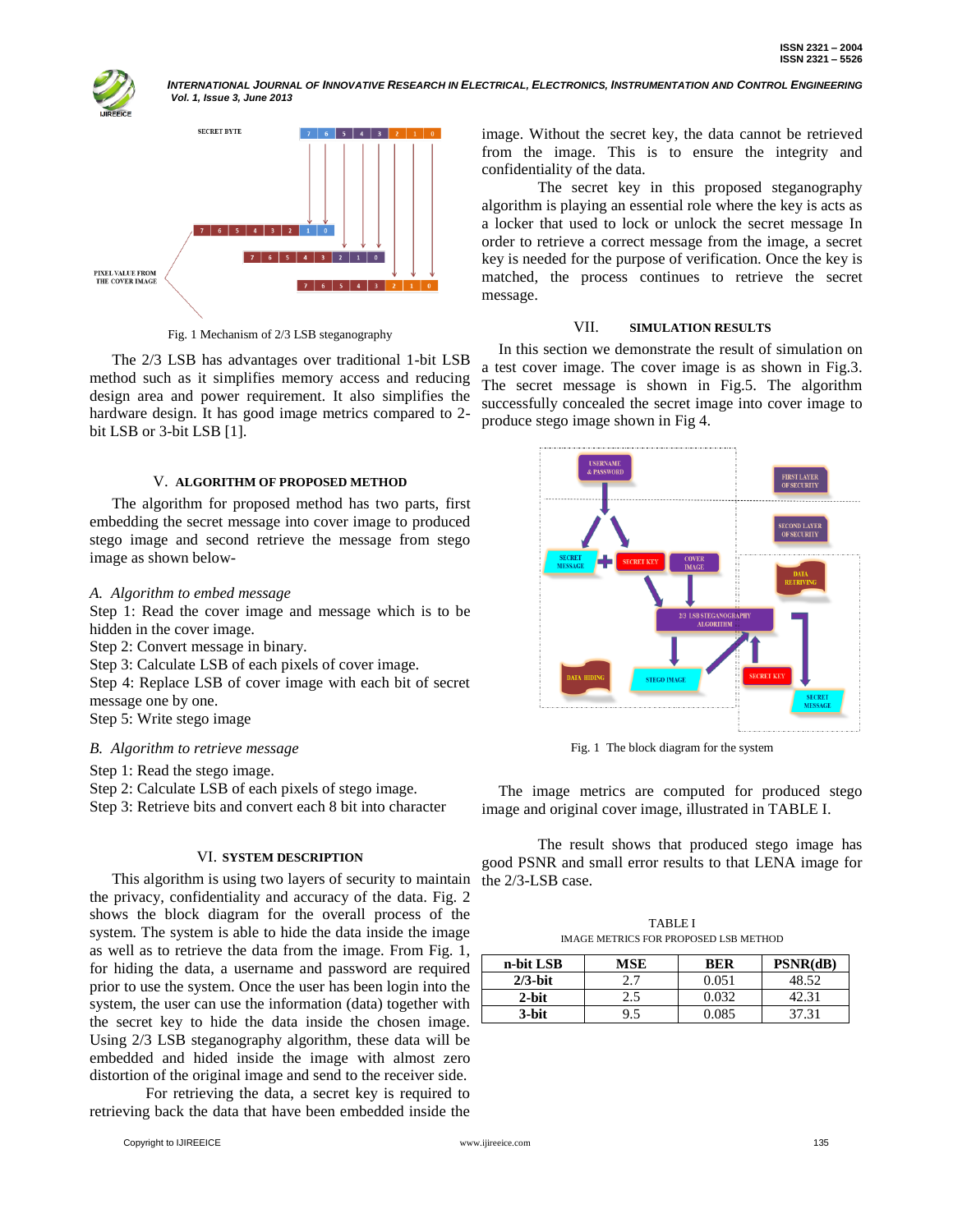Fig. 1 Mechanism of 2/3 LSB steganography

The 2/3 LSB has advantages over traditional 1-bit LSB method such as it simplifies memory access and reducing design area and power requirement. It also simplifies the hardware design. It has good image metrics compared to 2-bit LSB or 3-bit LSB [1].

## V. ALGORITHM OF PROPOSED METHOD

The algorithm for proposed method has two parts, first embedding the secret message into cover image to produced stego image and second retrieve the message from stego image as shown below-

### *A. Algorithm to embed message*

Step 1: Read the cover image and message which is to be hidden in the cover image.
Step 2: Convert message in binary.
Step 3: Calculate LSB of each pixels of cover image.
Step 4: Replace LSB of cover image with each bit of secret message one by one.
Step 5: Write stego image

### *B. Algorithm to retrieve message*

Step 1: Read the stego image.
Step 2: Calculate LSB of each pixels of stego image.
Step 3: Retrieve bits and convert each 8 bit into character

## VI. SYSTEM DESCRIPTION

This algorithm is using two layers of security to maintain the privacy, confidentiality and accuracy of the data. Fig. 2 shows the block diagram for the overall process of the system. The system is able to hide the data inside the image as well as to retrieve the data from the image. From Fig. 1, for hiding the data, a username and password are required prior to use the system. Once the user has been login into the system, the user can use the information (data) together with the secret key to hide the data inside the chosen image. Using 2/3 LSB steganography algorithm, these data will be embedded and hided inside the image with almost zero distortion of the original image and send to the receiver side.

For retrieving the data, a secret key is required to retrieving back the data that have been embedded inside the image. Without the secret key, the data cannot be retrieved from the image. This is to ensure the integrity and confidentiality of the data.

The secret key in this proposed steganography algorithm is playing an essential role where the key is acts as a locker that used to lock or unlock the secret message In order to retrieve a correct message from the image, a secret key is needed for the purpose of verification. Once the key is matched, the process continues to retrieve the secret message.

## VII. SIMULATION RESULTS

In this section we demonstrate the result of simulation on a test cover image. The cover image is as shown in Fig.3. The secret message is shown in Fig.5. The algorithm successfully concealed the secret image into cover image to produce stego image shown in Fig 4.

Fig. 1 The block diagram for the system

The image metrics are computed for produced stego image and original cover image, illustrated in TABLE I.

The result shows that produced stego image has good PSNR and small error results to that LENA image for the 2/3-LSB case.

TABLE I
IMAGE METRICS FOR PROPOSED LSB METHOD

| n-bit LSB | MSE | BER | PSNR(dB) |
|---|---|---|---|
| **2/3-bit** | 2.7 | 0.051 | 48.52 |
| **2-bit** | 2.5 | 0.032 | 42.31 |
| **3-bit** | 9.5 | 0.085 | 37.31 |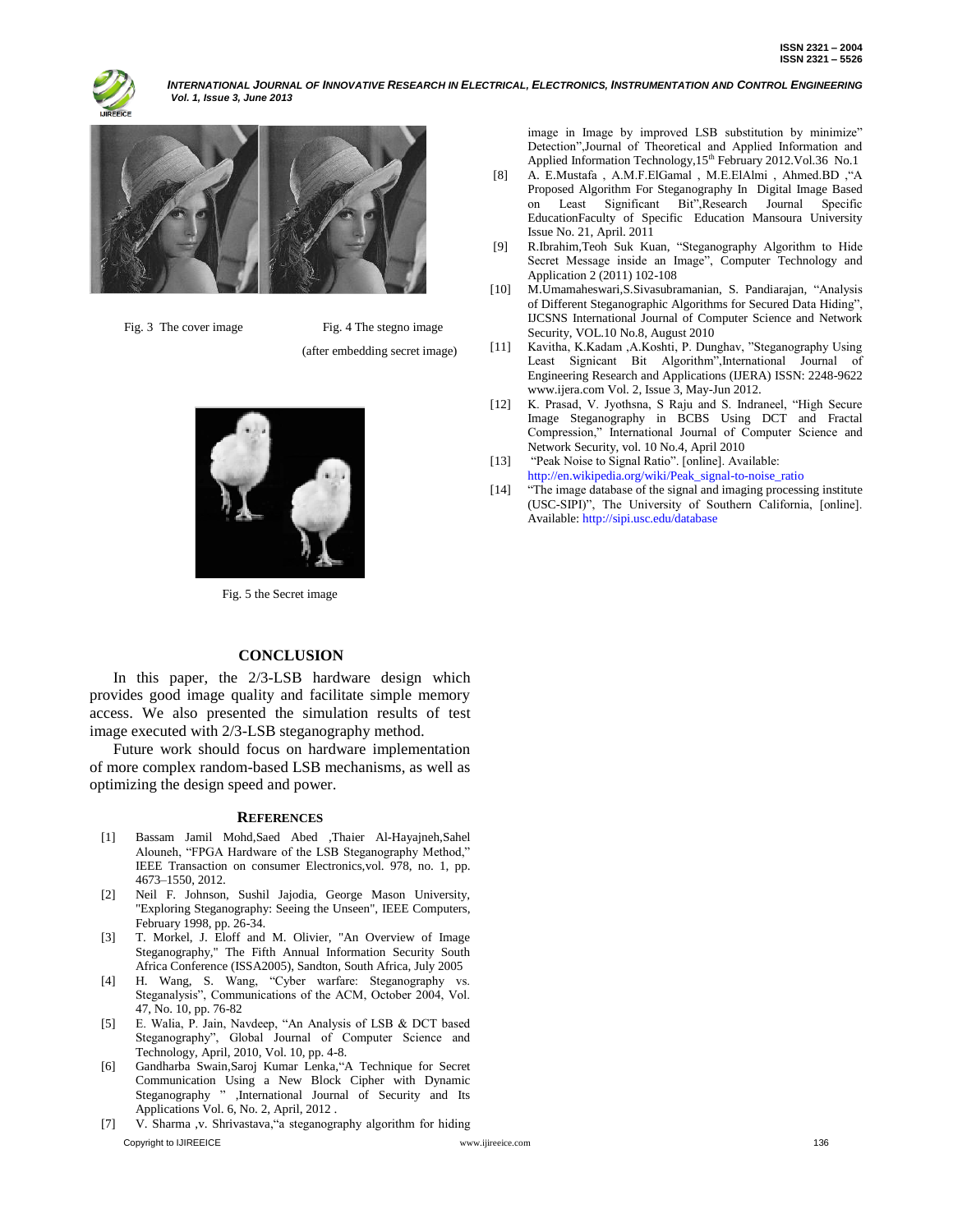Fig. 3 The cover image

Fig. 4 The stegno image (after embedding secret image)

Fig. 5 the Secret image

## CONCLUSION

In this paper, the 2/3-LSB hardware design which provides good image quality and facilitate simple memory access. We also presented the simulation results of test image executed with 2/3-LSB steganography method.

Future work should focus on hardware implementation of more complex random-based LSB mechanisms, as well as optimizing the design speed and power.

## REFERENCES

[1] Bassam Jamil Mohd,Saed Abed ,Thaier Al-Hayajneh,Sahel Alouneh, "FPGA Hardware of the LSB Steganography Method," IEEE Transaction on consumer Electronics,vol. 978, no. 1, pp. 4673–1550, 2012.

[2] Neil F. Johnson, Sushil Jajodia, George Mason University, "Exploring Steganography: Seeing the Unseen", IEEE Computers, February 1998, pp. 26-34.

[3] T. Morkel, J. Eloff and M. Olivier, "An Overview of Image Steganography," The Fifth Annual Information Security South Africa Conference (ISSA2005), Sandton, South Africa, July 2005

[4] H. Wang, S. Wang, "Cyber warfare: Steganography vs. Steganalysis", Communications of the ACM, October 2004, Vol. 47, No. 10, pp. 76-82

[5] E. Walia, P. Jain, Navdeep, "An Analysis of LSB & DCT based Steganography", Global Journal of Computer Science and Technology, April, 2010, Vol. 10, pp. 4-8.

[6] Gandharba Swain,Saroj Kumar Lenka,"A Technique for Secret Communication Using a New Block Cipher with Dynamic Steganography " ,International Journal of Security and Its Applications Vol. 6, No. 2, April, 2012 .

[7] V. Sharma ,v. Shrivastava,"a steganography algorithm for hiding image in Image by improved LSB substitution by minimize" Detection",Journal of Theoretical and Applied Information and Applied Information Technology,15th February 2012.Vol.36 No.1

[8] A. E.Mustafa , A.M.F.ElGamal , M.E.ElAlmi , Ahmed.BD ,"A Proposed Algorithm For Steganography In Digital Image Based on Least Significant Bit",Research Journal Specific EducationFaculty of Specific Education Mansoura University Issue No. 21, April. 2011

[9] R.Ibrahim,Teoh Suk Kuan, "Steganography Algorithm to Hide Secret Message inside an Image", Computer Technology and Application 2 (2011) 102-108

[10] M.Umamaheswari,S.Sivasubramanian, S. Pandiarajan, "Analysis of Different Steganographic Algorithms for Secured Data Hiding", IJCSNS International Journal of Computer Science and Network Security, VOL.10 No.8, August 2010

[11] Kavitha, K.Kadam ,A.Koshti, P. Dunghav, "Steganography Using Least Signicant Bit Algorithm",International Journal of Engineering Research and Applications (IJERA) ISSN: 2248-9622 www.ijera.com Vol. 2, Issue 3, May-Jun 2012.

[12] K. Prasad, V. Jyothsna, S Raju and S. Indraneel, "High Secure Image Steganography in BCBS Using DCT and Fractal Compression," International Journal of Computer Science and Network Security, vol. 10 No.4, April 2010

[13] "Peak Noise to Signal Ratio". [online]. Available: http://en.wikipedia.org/wiki/Peak_signal-to-noise_ratio

[14] "The image database of the signal and imaging processing institute (USC-SIPI)", The University of Southern California, [online]. Available: http://sipi.usc.edu/database